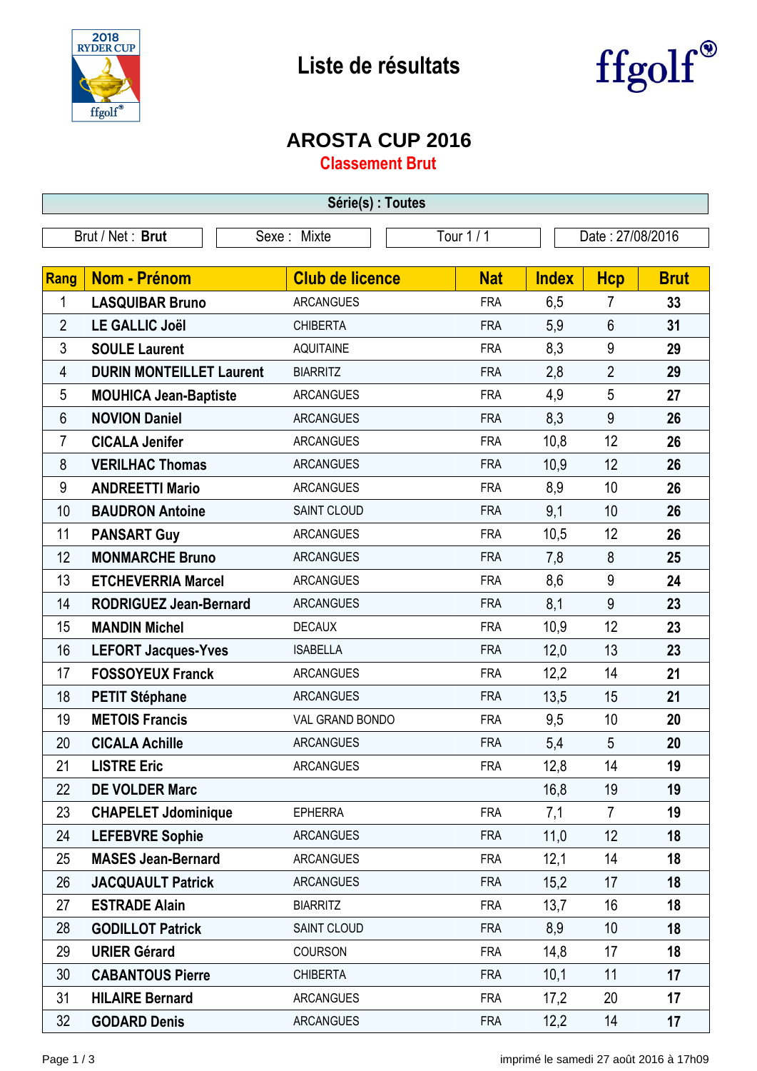# Liste de résultats

## AROSTA CUP 2016

### Classement Brut

**Série(s) : Toutes**

| Brut / Net : **Brut** | Sexe : Mixte | Tour 1 / 1 | Date : 27/08/2016 |
|---|---|---|---|

| Rang | Nom - Prénom | Club de licence | Nat | Index | Hcp | Brut |
|---|---|---|---|---|---|---|
| 1 | **LASQUIBAR Bruno** | ARCANGUES | FRA | 6,5 | 7 | **33** |
| 2 | **LE GALLIC Joël** | CHIBERTA | FRA | 5,9 | 6 | **31** |
| 3 | **SOULE Laurent** | AQUITAINE | FRA | 8,3 | 9 | **29** |
| 4 | **DURIN MONTEILLET Laurent** | BIARRITZ | FRA | 2,8 | 2 | **29** |
| 5 | **MOUHICA Jean-Baptiste** | ARCANGUES | FRA | 4,9 | 5 | **27** |
| 6 | **NOVION Daniel** | ARCANGUES | FRA | 8,3 | 9 | **26** |
| 7 | **CICALA Jenifer** | ARCANGUES | FRA | 10,8 | 12 | **26** |
| 8 | **VERILHAC Thomas** | ARCANGUES | FRA | 10,9 | 12 | **26** |
| 9 | **ANDREETTI Mario** | ARCANGUES | FRA | 8,9 | 10 | **26** |
| 10 | **BAUDRON Antoine** | SAINT CLOUD | FRA | 9,1 | 10 | **26** |
| 11 | **PANSART Guy** | ARCANGUES | FRA | 10,5 | 12 | **26** |
| 12 | **MONMARCHE Bruno** | ARCANGUES | FRA | 7,8 | 8 | **25** |
| 13 | **ETCHEVERRIA Marcel** | ARCANGUES | FRA | 8,6 | 9 | **24** |
| 14 | **RODRIGUEZ Jean-Bernard** | ARCANGUES | FRA | 8,1 | 9 | **23** |
| 15 | **MANDIN Michel** | DECAUX | FRA | 10,9 | 12 | **23** |
| 16 | **LEFORT Jacques-Yves** | ISABELLA | FRA | 12,0 | 13 | **23** |
| 17 | **FOSSOYEUX Franck** | ARCANGUES | FRA | 12,2 | 14 | **21** |
| 18 | **PETIT Stéphane** | ARCANGUES | FRA | 13,5 | 15 | **21** |
| 19 | **METOIS Francis** | VAL GRAND BONDO | FRA | 9,5 | 10 | **20** |
| 20 | **CICALA Achille** | ARCANGUES | FRA | 5,4 | 5 | **20** |
| 21 | **LISTRE Eric** | ARCANGUES | FRA | 12,8 | 14 | **19** |
| 22 | **DE VOLDER Marc** | | | 16,8 | 19 | **19** |
| 23 | **CHAPELET Jdominique** | EPHERRA | FRA | 7,1 | 7 | **19** |
| 24 | **LEFEBVRE Sophie** | ARCANGUES | FRA | 11,0 | 12 | **18** |
| 25 | **MASES Jean-Bernard** | ARCANGUES | FRA | 12,1 | 14 | **18** |
| 26 | **JACQUAULT Patrick** | ARCANGUES | FRA | 15,2 | 17 | **18** |
| 27 | **ESTRADE Alain** | BIARRITZ | FRA | 13,7 | 16 | **18** |
| 28 | **GODILLOT Patrick** | SAINT CLOUD | FRA | 8,9 | 10 | **18** |
| 29 | **URIER Gérard** | COURSON | FRA | 14,8 | 17 | **18** |
| 30 | **CABANTOUS Pierre** | CHIBERTA | FRA | 10,1 | 11 | **17** |
| 31 | **HILAIRE Bernard** | ARCANGUES | FRA | 17,2 | 20 | **17** |
| 32 | **GODARD Denis** | ARCANGUES | FRA | 12,2 | 14 | **17** |

imprimé le samedi 27 août 2016 à 17h09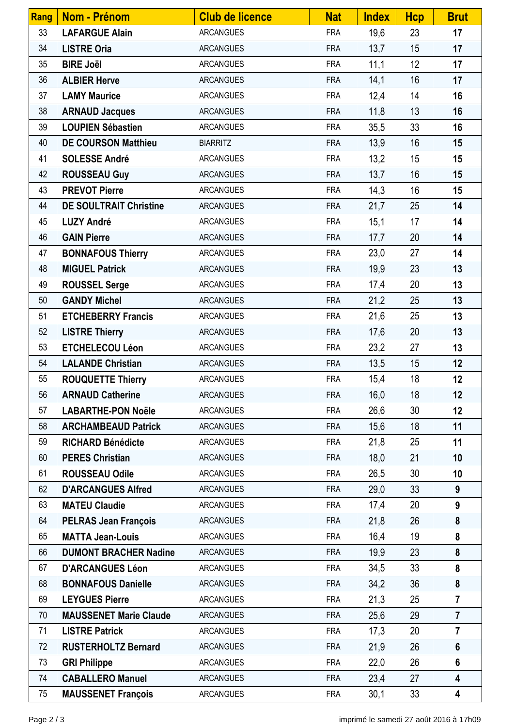| Rang | Nom - Prénom | Club de licence | Nat | Index | Hcp | Brut |
|---|---|---|---|---|---|---|
| 33 | **LAFARGUE Alain** | ARCANGUES | FRA | 19,6 | 23 | **17** |
| 34 | **LISTRE Oria** | ARCANGUES | FRA | 13,7 | 15 | **17** |
| 35 | **BIRE Joël** | ARCANGUES | FRA | 11,1 | 12 | **17** |
| 36 | **ALBIER Herve** | ARCANGUES | FRA | 14,1 | 16 | **17** |
| 37 | **LAMY Maurice** | ARCANGUES | FRA | 12,4 | 14 | **16** |
| 38 | **ARNAUD Jacques** | ARCANGUES | FRA | 11,8 | 13 | **16** |
| 39 | **LOUPIEN Sébastien** | ARCANGUES | FRA | 35,5 | 33 | **16** |
| 40 | **DE COURSON Matthieu** | BIARRITZ | FRA | 13,9 | 16 | **15** |
| 41 | **SOLESSE André** | ARCANGUES | FRA | 13,2 | 15 | **15** |
| 42 | **ROUSSEAU Guy** | ARCANGUES | FRA | 13,7 | 16 | **15** |
| 43 | **PREVOT Pierre** | ARCANGUES | FRA | 14,3 | 16 | **15** |
| 44 | **DE SOULTRAIT Christine** | ARCANGUES | FRA | 21,7 | 25 | **14** |
| 45 | **LUZY André** | ARCANGUES | FRA | 15,1 | 17 | **14** |
| 46 | **GAIN Pierre** | ARCANGUES | FRA | 17,7 | 20 | **14** |
| 47 | **BONNAFOUS Thierry** | ARCANGUES | FRA | 23,0 | 27 | **14** |
| 48 | **MIGUEL Patrick** | ARCANGUES | FRA | 19,9 | 23 | **13** |
| 49 | **ROUSSEL Serge** | ARCANGUES | FRA | 17,4 | 20 | **13** |
| 50 | **GANDY Michel** | ARCANGUES | FRA | 21,2 | 25 | **13** |
| 51 | **ETCHEBERRY Francis** | ARCANGUES | FRA | 21,6 | 25 | **13** |
| 52 | **LISTRE Thierry** | ARCANGUES | FRA | 17,6 | 20 | **13** |
| 53 | **ETCHELECOU Léon** | ARCANGUES | FRA | 23,2 | 27 | **13** |
| 54 | **LALANDE Christian** | ARCANGUES | FRA | 13,5 | 15 | **12** |
| 55 | **ROUQUETTE Thierry** | ARCANGUES | FRA | 15,4 | 18 | **12** |
| 56 | **ARNAUD Catherine** | ARCANGUES | FRA | 16,0 | 18 | **12** |
| 57 | **LABARTHE-PON Noële** | ARCANGUES | FRA | 26,6 | 30 | **12** |
| 58 | **ARCHAMBEAUD Patrick** | ARCANGUES | FRA | 15,6 | 18 | **11** |
| 59 | **RICHARD Bénédicte** | ARCANGUES | FRA | 21,8 | 25 | **11** |
| 60 | **PERES Christian** | ARCANGUES | FRA | 18,0 | 21 | **10** |
| 61 | **ROUSSEAU Odile** | ARCANGUES | FRA | 26,5 | 30 | **10** |
| 62 | **D'ARCANGUES Alfred** | ARCANGUES | FRA | 29,0 | 33 | **9** |
| 63 | **MATEU Claudie** | ARCANGUES | FRA | 17,4 | 20 | **9** |
| 64 | **PELRAS Jean François** | ARCANGUES | FRA | 21,8 | 26 | **8** |
| 65 | **MATTA Jean-Louis** | ARCANGUES | FRA | 16,4 | 19 | **8** |
| 66 | **DUMONT BRACHER Nadine** | ARCANGUES | FRA | 19,9 | 23 | **8** |
| 67 | **D'ARCANGUES Léon** | ARCANGUES | FRA | 34,5 | 33 | **8** |
| 68 | **BONNAFOUS Danielle** | ARCANGUES | FRA | 34,2 | 36 | **8** |
| 69 | **LEYGUES Pierre** | ARCANGUES | FRA | 21,3 | 25 | **7** |
| 70 | **MAUSSENET Marie Claude** | ARCANGUES | FRA | 25,6 | 29 | **7** |
| 71 | **LISTRE Patrick** | ARCANGUES | FRA | 17,3 | 20 | **7** |
| 72 | **RUSTERHOLTZ Bernard** | ARCANGUES | FRA | 21,9 | 26 | **6** |
| 73 | **GRI Philippe** | ARCANGUES | FRA | 22,0 | 26 | **6** |
| 74 | **CABALLERO Manuel** | ARCANGUES | FRA | 23,4 | 27 | **4** |
| 75 | **MAUSSENET François** | ARCANGUES | FRA | 30,1 | 33 | **4** |

imprimé le samedi 27 août 2016 à 17h09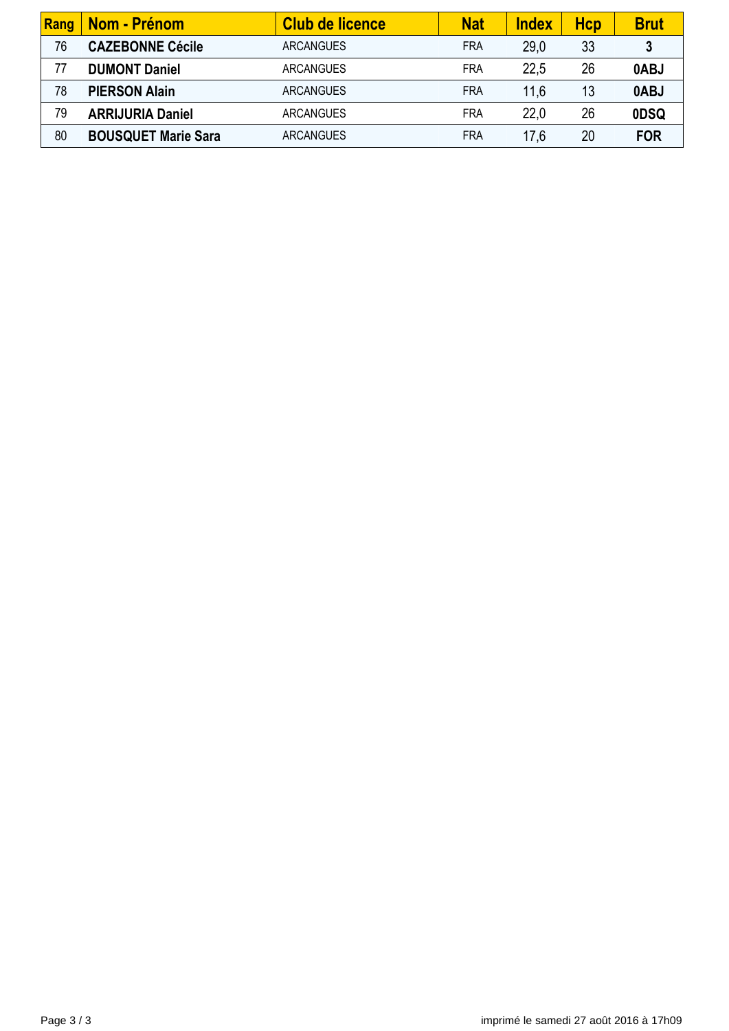| Rang | Nom - Prénom | Club de licence | Nat | Index | Hcp | Brut |
|---|---|---|---|---|---|---|
| 76 | **CAZEBONNE Cécile** | ARCANGUES | FRA | 29,0 | 33 | **3** |
| 77 | **DUMONT Daniel** | ARCANGUES | FRA | 22,5 | 26 | **0ABJ** |
| 78 | **PIERSON Alain** | ARCANGUES | FRA | 11,6 | 13 | **0ABJ** |
| 79 | **ARRIJURIA Daniel** | ARCANGUES | FRA | 22,0 | 26 | **0DSQ** |
| 80 | **BOUSQUET Marie Sara** | ARCANGUES | FRA | 17,6 | 20 | **FOR** |

imprimé le samedi 27 août 2016 à 17h09